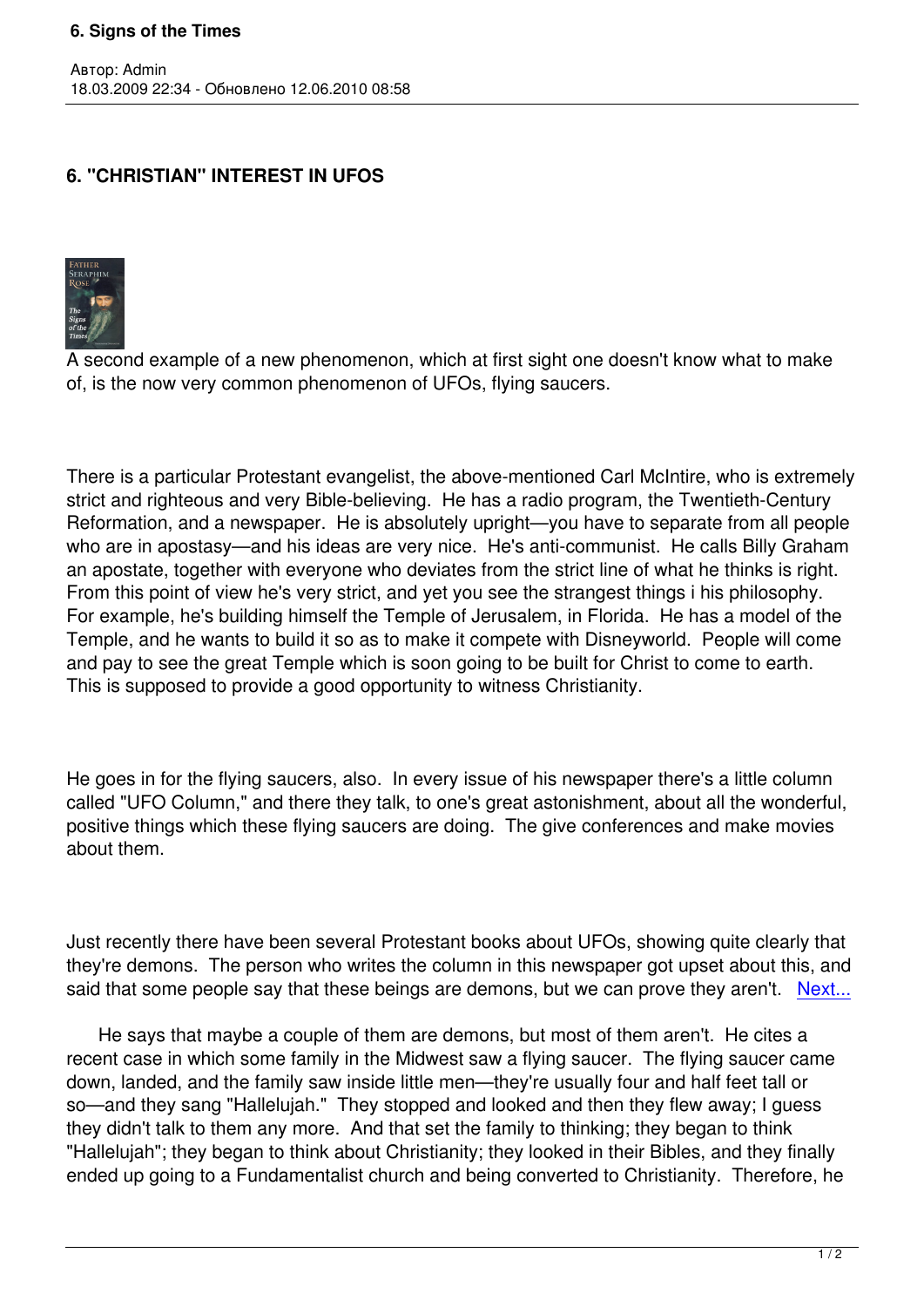## 6. "CHRISTIAN" INTEREST IN UFOS

A second example of a new phenomenon, which at first sight one doesn't know what to make of, is the now very common phenomenon of UFOs, flying saucers.

There is a particular Protestant evangelist, the above-mentioned Carl McIntire, who is extremely strict and righteous and very Bible-believing. He has a radio program, the Twentieth-Century Reformation, and a newspaper. He is absolutely upright—you have to separate from all people who are in apostasy—and his ideas are very nice. He's anti-communist. He calls Billy Graham an apostate, together with everyone who deviates from the strict line of what he thinks is right. From this point of view he's very strict, and yet you see the strangest things i his philosophy. For example, he's building himself the Temple of Jerusalem, in Florida. He has a model of the Temple, and he wants to build it so as to make it compete with Disneyworld. People will come and pay to see the great Temple which is soon going to be built for Christ to come to earth. This is supposed to provide a good opportunity to witness Christianity.

He goes in for the flying saucers, also. In every issue of his newspaper there's a little column called "UFO Column," and there they talk, to one's great astonishment, about all the wonderful, positive things which these flying saucers are doing. The give conferences and make movies about them.

Just recently there have been several Protestant books about UFOs, showing quite clearly that they're demons. The person who writes the column in this newspaper got upset about this, and said that some people say that these beings are demons, but we can prove they aren't. Next...

He says that maybe a couple of them are demons, but most of them aren't. He cites a recent case in which some family in the Midwest saw a flying saucer. The flying saucer came down, landed, and the family saw inside little men—they're usually four and half feet tall or so—and they sang "Hallelujah." They stopped and looked and then they flew away; I guess they didn't talk to them any more. And that set the family to thinking; they began to think "Hallelujah"; they began to think about Christianity; they looked in their Bibles, and they finally ended up going to a Fundamentalist church and being converted to Christianity. Therefore, he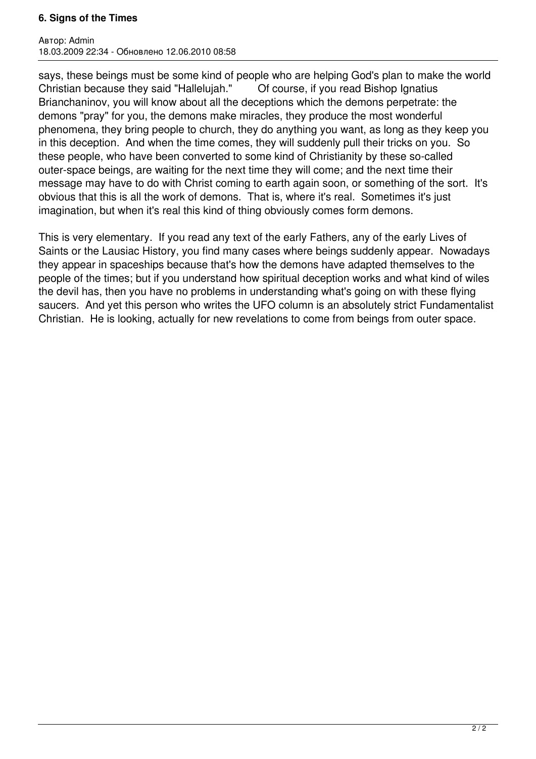says, these beings must be some kind of people who are helping God's plan to make the world Christian because they said "Hallelujah." Of course, if you read Bishop Ignatius Brianchaninov, you will know about all the deceptions which the demons perpetrate: the demons "pray" for you, the demons make miracles, they produce the most wonderful phenomena, they bring people to church, they do anything you want, as long as they keep you in this deception. And when the time comes, they will suddenly pull their tricks on you. So these people, who have been converted to some kind of Christianity by these so-called outer-space beings, are waiting for the next time they will come; and the next time their message may have to do with Christ coming to earth again soon, or something of the sort. It's obvious that this is all the work of demons. That is, where it's real. Sometimes it's just imagination, but when it's real this kind of thing obviously comes form demons.

This is very elementary. If you read any text of the early Fathers, any of the early Lives of Saints or the Lausiac History, you find many cases where beings suddenly appear. Nowadays they appear in spaceships because that's how the demons have adapted themselves to the people of the times; but if you understand how spiritual deception works and what kind of wiles the devil has, then you have no problems in understanding what's going on with these flying saucers. And yet this person who writes the UFO column is an absolutely strict Fundamentalist Christian. He is looking, actually for new revelations to come from beings from outer space.